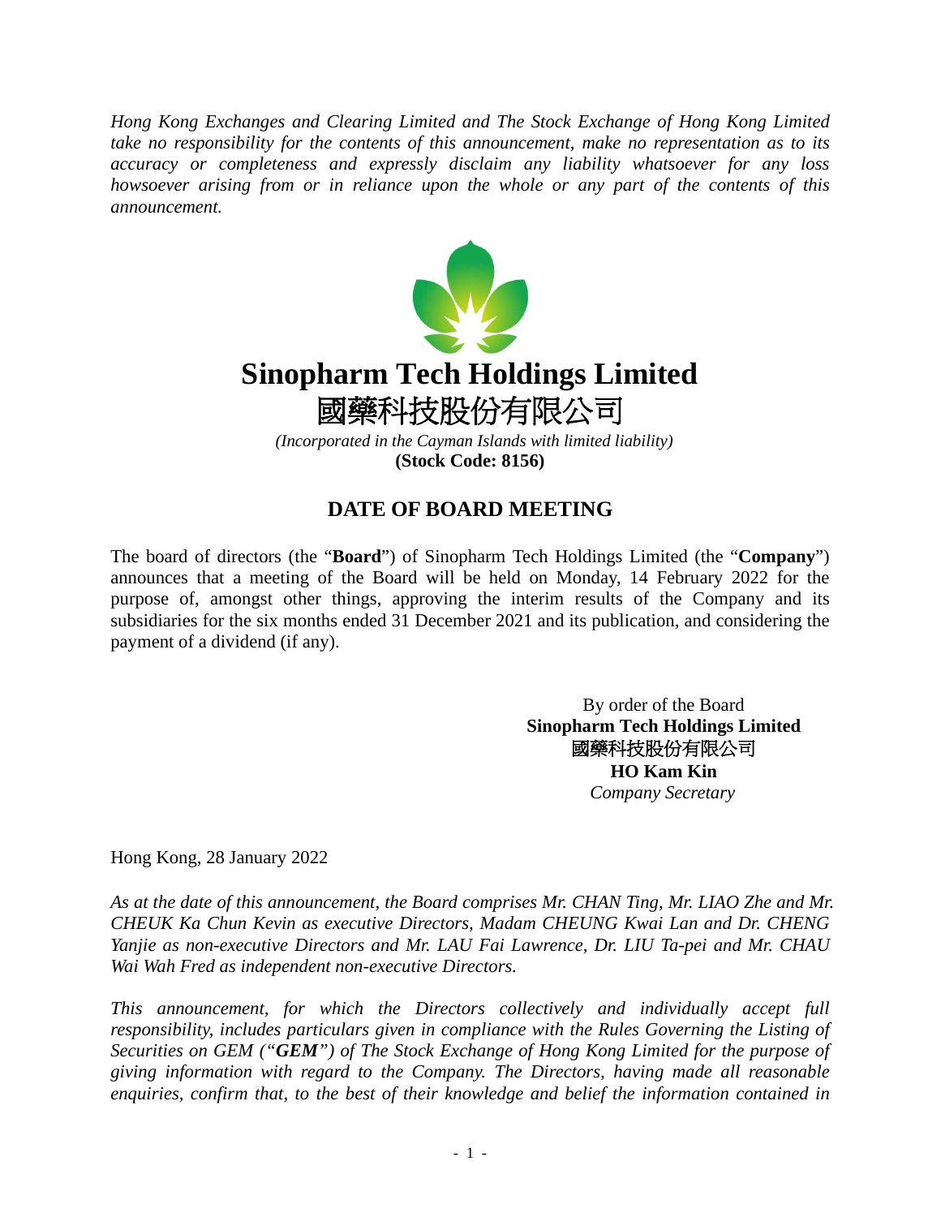*Hong Kong Exchanges and Clearing Limited and The Stock Exchange of Hong Kong Limited take no responsibility for the contents of this announcement, make no representation as to its accuracy or completeness and expressly disclaim any liability whatsoever for any loss howsoever arising from or in reliance upon the whole or any part of the contents of this announcement.*

# Sinopharm Tech Holdings Limited
# 國藥科技股份有限公司

*(Incorporated in the Cayman Islands with limited liability)*
**(Stock Code: 8156)**

## DATE OF BOARD MEETING

The board of directors (the "**Board**") of Sinopharm Tech Holdings Limited (the "**Company**") announces that a meeting of the Board will be held on Monday, 14 February 2022 for the purpose of, amongst other things, approving the interim results of the Company and its subsidiaries for the six months ended 31 December 2021 and its publication, and considering the payment of a dividend (if any).

By order of the Board
**Sinopharm Tech Holdings Limited**
**國藥科技股份有限公司**
**HO Kam Kin**
*Company Secretary*

Hong Kong, 28 January 2022

*As at the date of this announcement, the Board comprises Mr. CHAN Ting, Mr. LIAO Zhe and Mr. CHEUK Ka Chun Kevin as executive Directors, Madam CHEUNG Kwai Lan and Dr. CHENG Yanjie as non-executive Directors and Mr. LAU Fai Lawrence, Dr. LIU Ta-pei and Mr. CHAU Wai Wah Fred as independent non-executive Directors.*

*This announcement, for which the Directors collectively and individually accept full responsibility, includes particulars given in compliance with the Rules Governing the Listing of Securities on GEM ("**GEM**") of The Stock Exchange of Hong Kong Limited for the purpose of giving information with regard to the Company. The Directors, having made all reasonable enquiries, confirm that, to the best of their knowledge and belief the information contained in*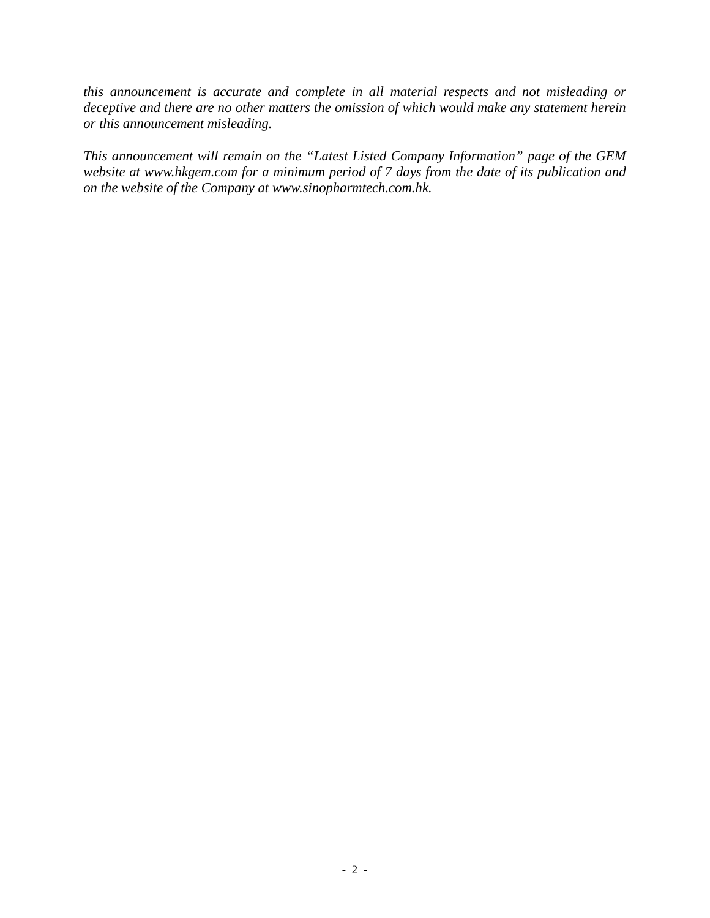*this announcement is accurate and complete in all material respects and not misleading or deceptive and there are no other matters the omission of which would make any statement herein or this announcement misleading.*

*This announcement will remain on the "Latest Listed Company Information" page of the GEM website at www.hkgem.com for a minimum period of 7 days from the date of its publication and on the website of the Company at www.sinopharmtech.com.hk.*